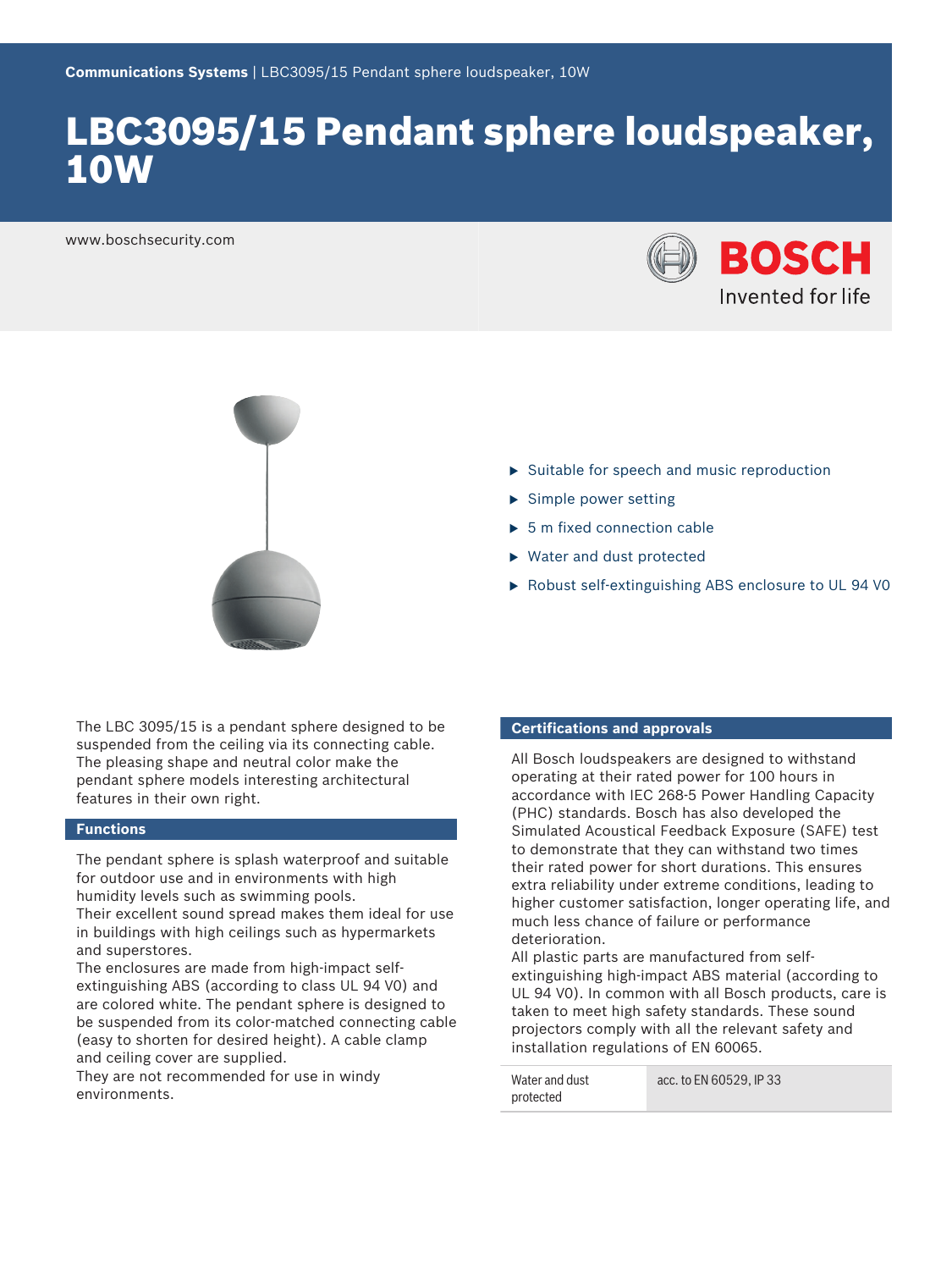Communications Systems | LBC3095/15 Pendant sphere loudspeaker, 10W

# LBC3095/15 Pendant sphere loudspeaker, 10W

www.boschsecurity.com

- Suitable for speech and music reproduction
- Simple power setting
- 5 m fixed connection cable
- Water and dust protected
- Robust self-extinguishing ABS enclosure to UL 94 V0

The LBC 3095/15 is a pendant sphere designed to be suspended from the ceiling via its connecting cable. The pleasing shape and neutral color make the pendant sphere models interesting architectural features in their own right.

## Functions

The pendant sphere is splash waterproof and suitable for outdoor use and in environments with high humidity levels such as swimming pools.
Their excellent sound spread makes them ideal for use in buildings with high ceilings such as hypermarkets and superstores.
The enclosures are made from high-impact self-extinguishing ABS (according to class UL 94 V0) and are colored white. The pendant sphere is designed to be suspended from its color-matched connecting cable (easy to shorten for desired height). A cable clamp and ceiling cover are supplied.
They are not recommended for use in windy environments.

## Certifications and approvals

All Bosch loudspeakers are designed to withstand operating at their rated power for 100 hours in accordance with IEC 268-5 Power Handling Capacity (PHC) standards. Bosch has also developed the Simulated Acoustical Feedback Exposure (SAFE) test to demonstrate that they can withstand two times their rated power for short durations. This ensures extra reliability under extreme conditions, leading to higher customer satisfaction, longer operating life, and much less chance of failure or performance deterioration.
All plastic parts are manufactured from self-extinguishing high-impact ABS material (according to UL 94 V0). In common with all Bosch products, care is taken to meet high safety standards. These sound projectors comply with all the relevant safety and installation regulations of EN 60065.

| | |
|---|---|
| Water and dust protected | acc. to EN 60529, IP 33 |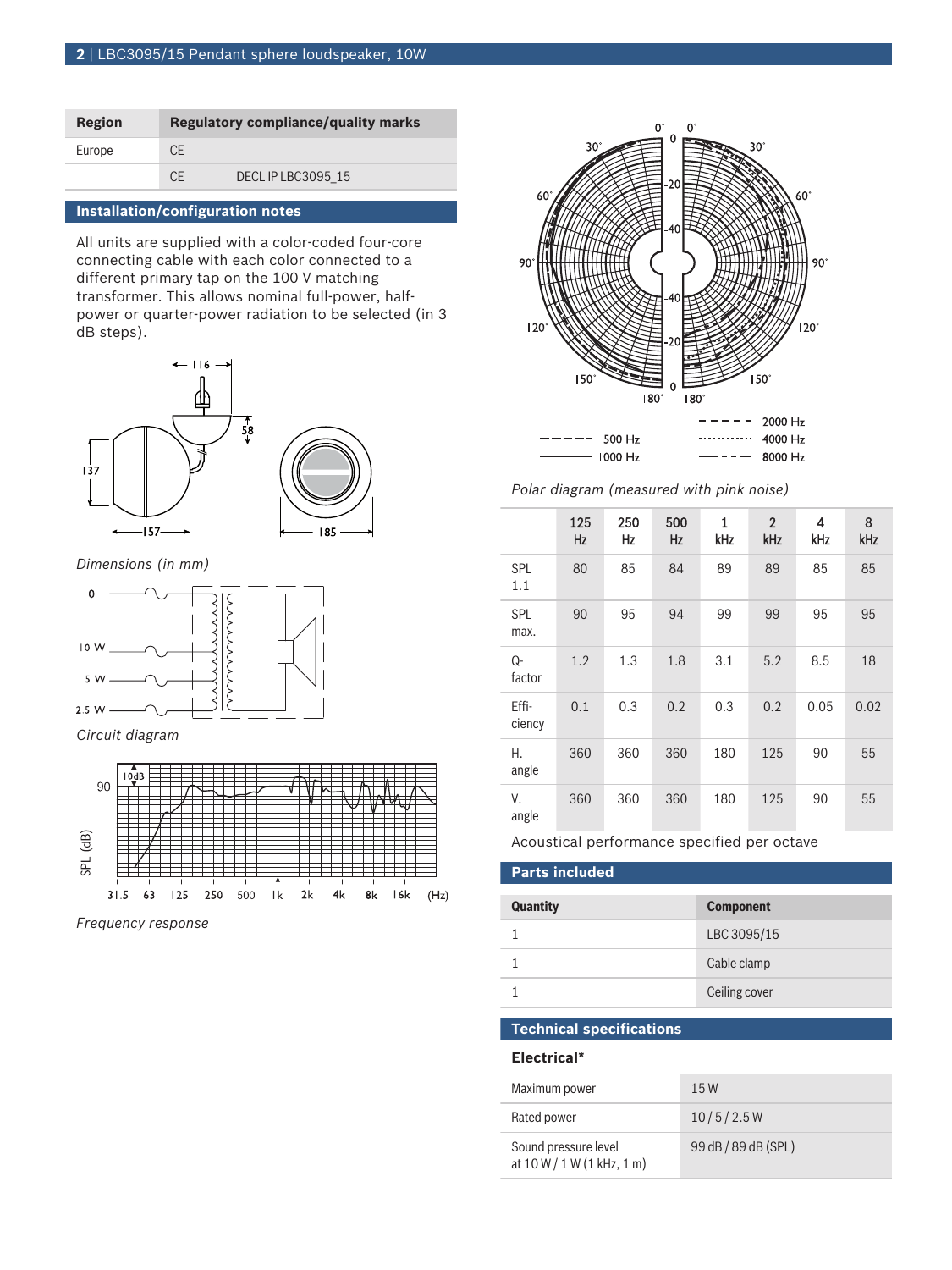| Region | Regulatory compliance/quality marks | |
| --- | --- | --- |
| Europe | CE | |
| | CE | DECL IP LBC3095_15 |

## Installation/configuration notes

All units are supplied with a color-coded four-core connecting cable with each color connected to a different primary tap on the 100 V matching transformer. This allows nominal full-power, half-power or quarter-power radiation to be selected (in 3 dB steps).

*Dimensions (in mm)*

*Circuit diagram*

*Frequency response*

*Polar diagram (measured with pink noise)*

| | 125 Hz | 250 Hz | 500 Hz | 1 kHz | 2 kHz | 4 kHz | 8 kHz |
| --- | --- | --- | --- | --- | --- | --- | --- |
| SPL 1.1 | 80 | 85 | 84 | 89 | 89 | 85 | 85 |
| SPL max. | 90 | 95 | 94 | 99 | 99 | 95 | 95 |
| Q-factor | 1.2 | 1.3 | 1.8 | 3.1 | 5.2 | 8.5 | 18 |
| Efficiency | 0.1 | 0.3 | 0.2 | 0.3 | 0.2 | 0.05 | 0.02 |
| H. angle | 360 | 360 | 360 | 180 | 125 | 90 | 55 |
| V. angle | 360 | 360 | 360 | 180 | 125 | 90 | 55 |

Acoustical performance specified per octave

## Parts included

| Quantity | Component |
| --- | --- |
| 1 | LBC 3095/15 |
| 1 | Cable clamp |
| 1 | Ceiling cover |

## Technical specifications

### Electrical*

| | |
| --- | --- |
| Maximum power | 15 W |
| Rated power | 10 / 5 / 2.5 W |
| Sound pressure level at 10 W / 1 W (1 kHz, 1 m) | 99 dB / 89 dB (SPL) |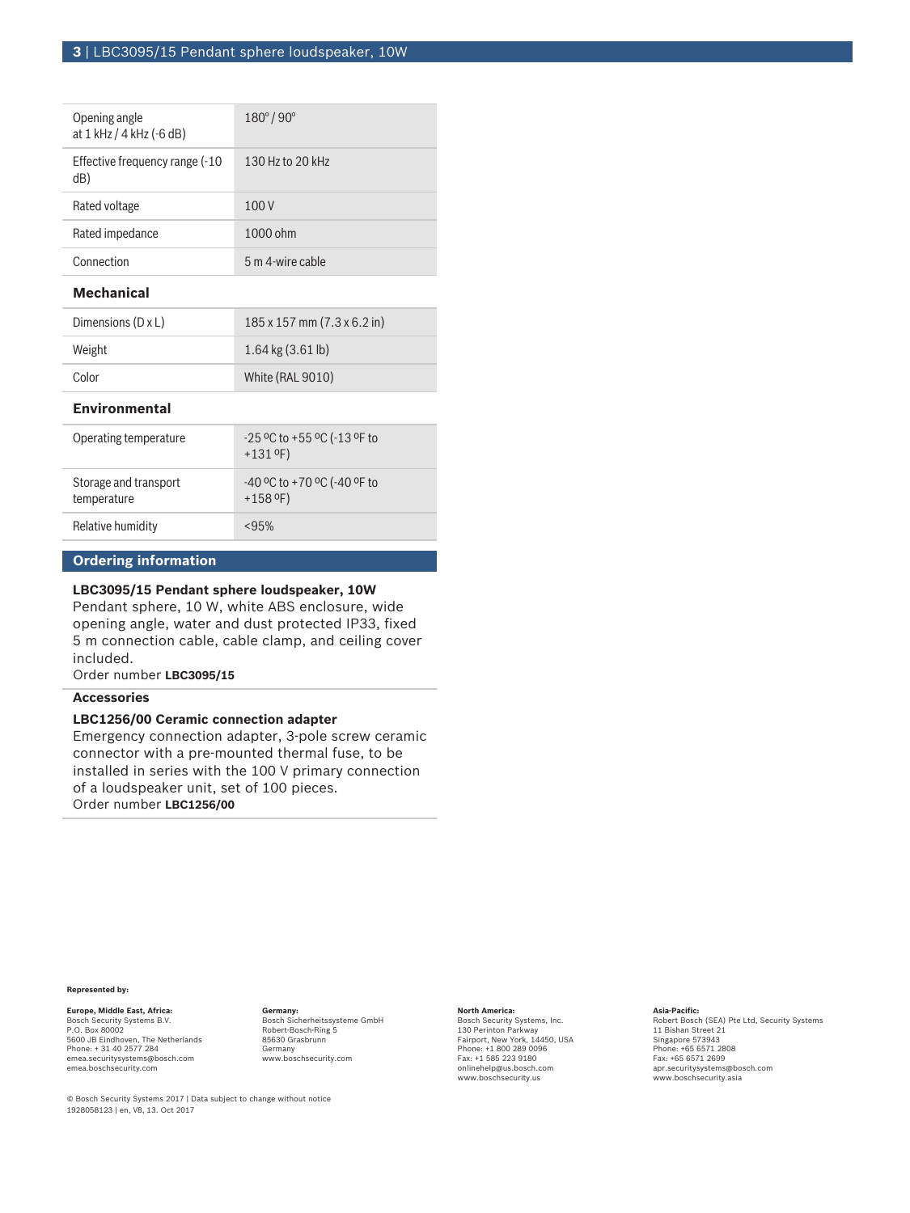| | |
|---|---|
| Opening angle at 1 kHz / 4 kHz (-6 dB) | 180° / 90° |
| Effective frequency range (-10 dB) | 130 Hz to 20 kHz |
| Rated voltage | 100 V |
| Rated impedance | 1000 ohm |
| Connection | 5 m 4-wire cable |

### Mechanical

| | |
|---|---|
| Dimensions (D x L) | 185 x 157 mm (7.3 x 6.2 in) |
| Weight | 1.64 kg (3.61 lb) |
| Color | White (RAL 9010) |

### Environmental

| | |
|---|---|
| Operating temperature | -25 ºC to +55 ºC (-13 ºF to +131 ºF) |
| Storage and transport temperature | -40 ºC to +70 ºC (-40 ºF to +158 ºF) |
| Relative humidity | <95% |

## Ordering information

**LBC3095/15 Pendant sphere loudspeaker, 10W**
Pendant sphere, 10 W, white ABS enclosure, wide opening angle, water and dust protected IP33, fixed 5 m connection cable, cable clamp, and ceiling cover included.
Order number **LBC3095/15**

### Accessories

**LBC1256/00 Ceramic connection adapter**
Emergency connection adapter, 3-pole screw ceramic connector with a pre-mounted thermal fuse, to be installed in series with the 100 V primary connection of a loudspeaker unit, set of 100 pieces.
Order number **LBC1256/00**

**Represented by:**

**Europe, Middle East, Africa:**
Bosch Security Systems B.V.
P.O. Box 80002
5600 JB Eindhoven, The Netherlands
Phone: + 31 40 2577 284
emea.securitysystems@bosch.com
emea.boschsecurity.com

**Germany:**
Bosch Sicherheitssysteme GmbH
Robert-Bosch-Ring 5
85630 Grasbrunn
Germany
www.boschsecurity.com

**North America:**
Bosch Security Systems, Inc.
130 Perinton Parkway
Fairport, New York, 14450, USA
Phone: +1 800 289 0096
Fax: +1 585 223 9180
onlinehelp@us.bosch.com
www.boschsecurity.us

**Asia-Pacific:**
Robert Bosch (SEA) Pte Ltd, Security Systems
11 Bishan Street 21
Singapore 573943
Phone: +65 6571 2808
Fax: +65 6571 2699
apr.securitysystems@bosch.com
www.boschsecurity.asia

© Bosch Security Systems 2017 | Data subject to change without notice
1928058123 | en, V8, 13. Oct 2017